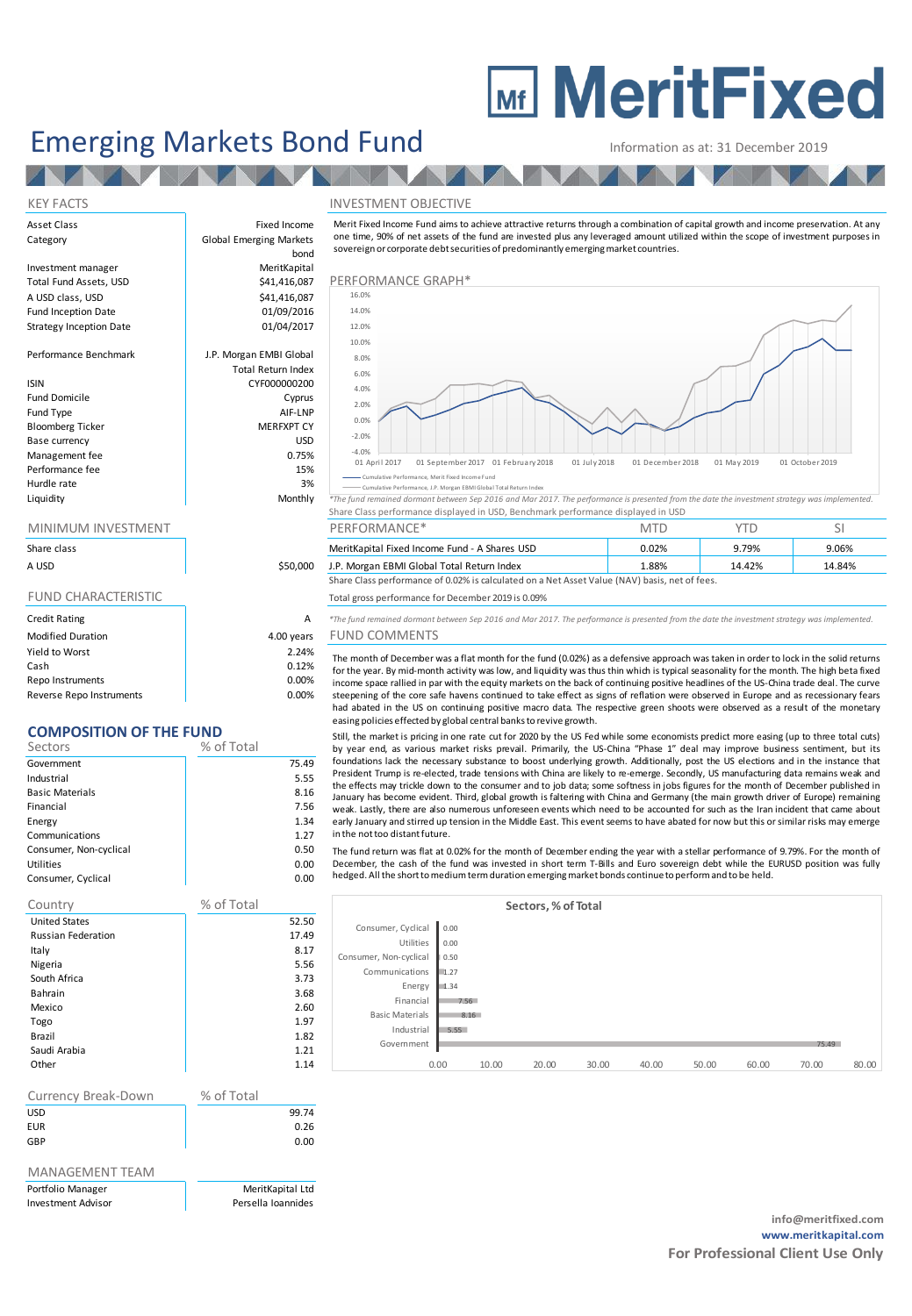# MeritFixed

# Emerging Markets Bond Fund

Information as at: 31 December 2019

## KEY FACTS

| | |
|---|---|
| Asset Class | Fixed Income |
| Category | Global Emerging Markets bond |
| Investment manager | MeritKapital |
| Total Fund Assets, USD | $41,416,087 |
| A USD class, USD | $41,416,087 |
| Fund Inception Date | 01/09/2016 |
| Strategy Inception Date | 01/04/2017 |
| Performance Benchmark | J.P. Morgan EMBI Global Total Return Index |
| ISIN | CYF000000200 |
| Fund Domicile | Cyprus |
| Fund Type | AIF-LNP |
| Bloomberg Ticker | MERFXPT CY |
| Base currency | USD |
| Management fee | 0.75% |
| Performance fee | 15% |
| Hurdle rate | 3% |
| Liquidity | Monthly |

## MINIMUM INVESTMENT

| Share class | |
|---|---|
| A USD | $50,000 |

## FUND CHARACTERISTIC

| | |
|---|---|
| Credit Rating | A |
| Modified Duration | 4.00 years |
| Yield to Worst | 2.24% |
| Cash | 0.12% |
| Repo Instruments | 0.00% |
| Reverse Repo Instruments | 0.00% |

## COMPOSITION OF THE FUND

| Sectors | % of Total |
|---|---|
| Government | 75.49 |
| Industrial | 5.55 |
| Basic Materials | 8.16 |
| Financial | 7.56 |
| Energy | 1.34 |
| Communications | 1.27 |
| Consumer, Non-cyclical | 0.50 |
| Utilities | 0.00 |
| Consumer, Cyclical | 0.00 |

| Country | % of Total |
|---|---|
| United States | 52.50 |
| Russian Federation | 17.49 |
| Italy | 8.17 |
| Nigeria | 5.56 |
| South Africa | 3.73 |
| Bahrain | 3.68 |
| Mexico | 2.60 |
| Togo | 1.97 |
| Brazil | 1.82 |
| Saudi Arabia | 1.21 |
| Other | 1.14 |

| Currency Break-Down | % of Total |
|---|---|
| USD | 99.74 |
| EUR | 0.26 |
| GBP | 0.00 |

## MANAGEMENT TEAM

| | |
|---|---|
| Portfolio Manager | MeritKapital Ltd |
| Investment Advisor | Persella Ioannides |

## INVESTMENT OBJECTIVE

Merit Fixed Income Fund aims to achieve attractive returns through a combination of capital growth and income preservation. At any one time, 90% of net assets of the fund are invested plus any leveraged amount utilized within the scope of investment purposes in sovereign or corporate debt securities of predominantly emerging market countries.

## PERFORMANCE GRAPH*

Cumulative Performance, Merit Fixed Income Fund
Cumulative Performance, J.P. Morgan EMBI Global Total Return Index

*The fund remained dormant between Sep 2016 and Mar 2017. The performance is presented from the date the investment strategy was implemented.
Share Class performance displayed in USD, Benchmark performance displayed in USD

| PERFORMANCE* | MTD | YTD | SI |
|---|---|---|---|
| MeritKapital Fixed Income Fund - A Shares USD | 0.02% | 9.79% | 9.06% |
| J.P. Morgan EBMI Global Total Return Index | 1.88% | 14.42% | 14.84% |

Share Class performance of 0.02% is calculated on a Net Asset Value (NAV) basis, net of fees.

Total gross performance for December 2019 is 0.09%

*The fund remained dormant between Sep 2016 and Mar 2017. The performance is presented from the date the investment strategy was implemented.

## FUND COMMENTS

The month of December was a flat month for the fund (0.02%) as a defensive approach was taken in order to lock in the solid returns for the year. By mid-month activity was low, and liquidity was thus thin which is typical seasonality for the month. The high beta fixed income space rallied in par with the equity markets on the back of continuing positive headlines of the US-China trade deal. The curve steepening of the core safe havens continued to take effect as signs of reflation were observed in Europe and as recessionary fears had abated in the US on continuing positive macro data. The respective green shoots were observed as a result of the monetary easing policies effected by global central banks to revive growth.

Still, the market is pricing in one rate cut for 2020 by the US Fed while some economists predict more easing (up to three total cuts) by year end, as various market risks prevail. Primarily, the US-China "Phase 1" deal may improve business sentiment, but its foundations lack the necessary substance to boost underlying growth. Additionally, post the US elections and in the instance that President Trump is re-elected, trade tensions with China are likely to re-emerge. Secondly, US manufacturing data remains weak and the effects may trickle down to the consumer and to job data; some softness in jobs figures for the month of December published in January has become evident. Third, global growth is faltering with China and Germany (the main growth driver of Europe) remaining weak. Lastly, there are also numerous unforeseen events which need to be accounted for such as the Iran incident that came about early January and stirred up tension in the Middle East. This event seems to have abated for now but this or similar risks may emerge in the not too distant future.

The fund return was flat at 0.02% for the month of December ending the year with a stellar performance of 9.79%. For the month of December, the cash of the fund was invested in short term T-Bills and Euro sovereign debt while the EURUSD position was fully hedged. All the short to medium term duration emerging market bonds continue to perform and to be held.

**Sectors, % of Total**

| Sector | % of Total |
|---|---|
| Consumer, Cyclical | 0.00 |
| Utilities | 0.00 |
| Consumer, Non-cyclical | 0.50 |
| Communications | 1.27 |
| Energy | 1.34 |
| Financial | 7.56 |
| Basic Materials | 8.16 |
| Industrial | 5.55 |
| Government | 75.49 |

info@meritfixed.com
www.meritkapital.com
**For Professional Client Use Only**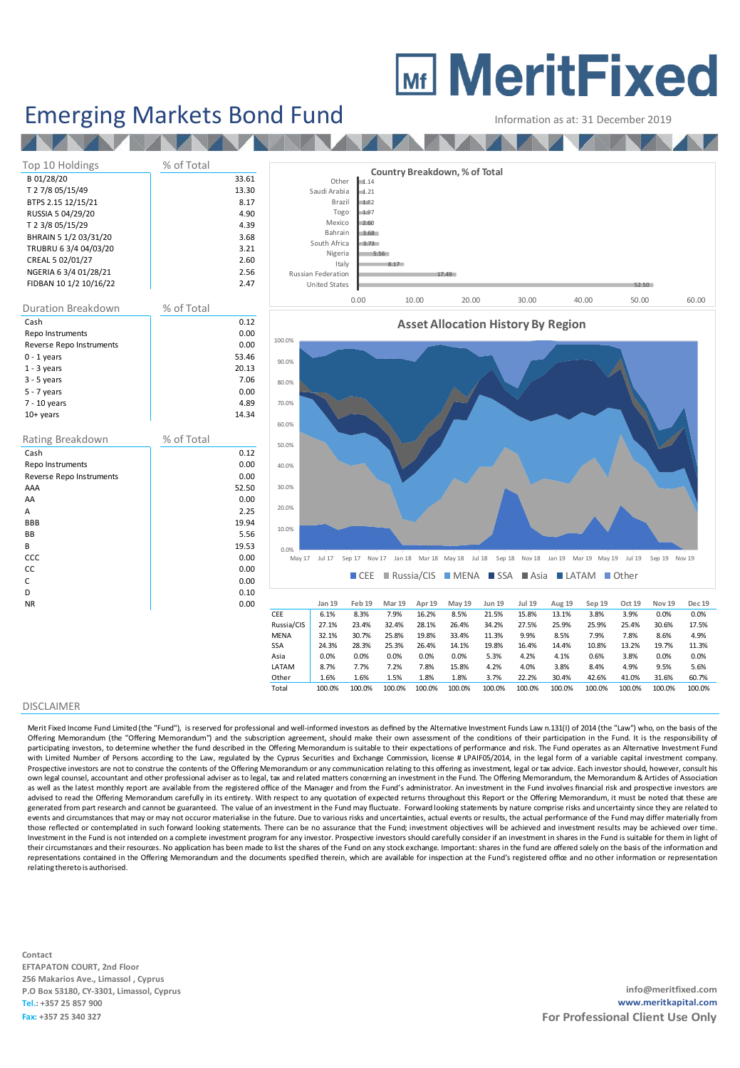# Emerging Markets Bond Fund

Information as at: 31 December 2019

| Top 10 Holdings | % of Total |
|---|---|
| B 01/28/20 | 33.61 |
| T 2 7/8 05/15/49 | 13.30 |
| BTPS 2.15 12/15/21 | 8.17 |
| RUSSIA 5 04/29/20 | 4.90 |
| T 2 3/8 05/15/29 | 4.39 |
| BHRAIN 5 1/2 03/31/20 | 3.68 |
| TRUBRU 6 3/4 04/03/20 | 3.21 |
| CREAL 5 02/01/27 | 2.60 |
| NGERIA 6 3/4 01/28/21 | 2.56 |
| FIDBAN 10 1/2 10/16/22 | 2.47 |

| Duration Breakdown | % of Total |
|---|---|
| Cash | 0.12 |
| Repo Instruments | 0.00 |
| Reverse Repo Instruments | 0.00 |
| 0 - 1 years | 53.46 |
| 1 - 3 years | 20.13 |
| 3 - 5 years | 7.06 |
| 5 - 7 years | 0.00 |
| 7 - 10 years | 4.89 |
| 10+ years | 14.34 |

| Rating Breakdown | % of Total |
|---|---|
| Cash | 0.12 |
| Repo Instruments | 0.00 |
| Reverse Repo Instruments | 0.00 |
| AAA | 52.50 |
| AA | 0.00 |
| A | 2.25 |
| BBB | 19.94 |
| BB | 5.56 |
| B | 19.53 |
| CCC | 0.00 |
| CC | 0.00 |
| C | 0.00 |
| D | 0.10 |
| NR | 0.00 |

**Country Breakdown, % of Total**

Other 1.14
Saudi Arabia 1.21
Brazil 1.82
Togo 1.97
Mexico 2.60
Bahrain 3.68
South Africa 3.73
Nigeria 5.56
Italy 8.17
Russian Federation 17.49
United States 52.50

0.00 10.00 20.00 30.00 40.00 50.00 60.00

**Asset Allocation History By Region**

100.0% 90.0% 80.0% 70.0% 60.0% 50.0% 40.0% 30.0% 20.0% 10.0% 0.0%

May 17 Jul 17 Sep 17 Nov 17 Jan 18 Mar 18 May 18 Jul 18 Sep 18 Nov 18 Jan 19 Mar 19 May 19 Jul 19 Sep 19 Nov 19

CEE Russia/CIS MENA SSA Asia LATAM Other

| | Jan 19 | Feb 19 | Mar 19 | Apr 19 | May 19 | Jun 19 | Jul 19 | Aug 19 | Sep 19 | Oct 19 | Nov 19 | Dec 19 |
|---|---|---|---|---|---|---|---|---|---|---|---|---|
| CEE | 6.1% | 8.3% | 7.9% | 16.2% | 8.5% | 21.5% | 15.8% | 13.1% | 3.8% | 3.9% | 0.0% | 0.0% |
| Russia/CIS | 27.1% | 23.4% | 32.4% | 28.1% | 26.4% | 34.2% | 27.5% | 25.9% | 25.9% | 25.4% | 30.6% | 17.5% |
| MENA | 32.1% | 30.7% | 25.8% | 19.8% | 33.4% | 11.3% | 9.9% | 8.5% | 7.9% | 7.8% | 8.6% | 4.9% |
| SSA | 24.3% | 28.3% | 25.3% | 26.4% | 14.1% | 19.8% | 16.4% | 14.4% | 10.8% | 13.2% | 19.7% | 11.3% |
| Asia | 0.0% | 0.0% | 0.0% | 0.0% | 0.0% | 5.3% | 4.2% | 4.1% | 0.6% | 3.8% | 0.0% | 0.0% |
| LATAM | 8.7% | 7.7% | 7.2% | 7.8% | 15.8% | 4.2% | 4.0% | 3.8% | 8.4% | 4.9% | 9.5% | 5.6% |
| Other | 1.6% | 1.6% | 1.5% | 1.8% | 1.8% | 3.7% | 22.2% | 30.4% | 42.6% | 41.0% | 31.6% | 60.7% |
| Total | 100.0% | 100.0% | 100.0% | 100.0% | 100.0% | 100.0% | 100.0% | 100.0% | 100.0% | 100.0% | 100.0% | 100.0% |

## DISCLAIMER

Merit Fixed Income Fund Limited (the "Fund"), is reserved for professional and well-informed investors as defined by the Alternative Investment Funds Law n.131(I) of 2014 (the "Law") who, on the basis of the Offering Memorandum (the "Offering Memorandum") and the subscription agreement, should make their own assessment of the conditions of their participation in the Fund. It is the responsibility of participating investors, to determine whether the fund described in the Offering Memorandum is suitable to their expectations of performance and risk. The Fund operates as an Alternative Investment Fund with Limited Number of Persons according to the Law, regulated by the Cyprus Securities and Exchange Commission, license # LPAIF05/2014, in the legal form of a variable capital investment company. Prospective investors are not to construe the contents of the Offering Memorandum or any communication relating to this offering as investment, legal or tax advice. Each investor should, however, consult his own legal counsel, accountant and other professional adviser as to legal, tax and related matters concerning an investment in the Fund. The Offering Memorandum, the Memorandum & Artides of Association as well as the latest monthly report are available from the registered office of the Manager and from the Fund's administrator. An investment in the Fund involves financial risk and prospective investors are advised to read the Offering Memorandum carefully in its entirety. With respect to any quotation of expected returns throughout this Report or the Offering Memorandum, it must be noted that these are generated from part research and cannot be guaranteed. The value of an investment in the Fund may fluctuate. Forward looking statements by nature comprise risks and uncertainty since they are related to events and circumstances that may or may not occur materialise in the future. Due to various risks and uncertainties, actual events or results, the actual performance of the Fund may differ materially from those reflected or contemplated in such forward looking statements. There can be no assurance that the Fund; investment objectives will be achieved and investment results may be achieved over time. Investment in the Fund is not intended on a complete investment program for any investor. Prospective investors should carefully consider if an investment in shares in the Fund is suitable for them in light of their circumstances and their resources. No application has been made to list the shares of the Fund on any stock exchange. Important: shares in the fund are offered solely on the basis of the information and representations contained in the Offering Memorandum and the documents specified therein, which are available for inspection at the Fund's registered office and no other information or representation relating thereto is authorised.

**Contact**
**EFTAPATON COURT, 2nd Floor**
**256 Makarios Ave., Limassol , Cyprus**
**P.O Box 53180, CY-3301, Limassol, Cyprus**
**Tel.: +357 25 857 900**
**Fax: +357 25 340 327**

**info@meritfixed.com**
**www.meritkapital.com**
**For Professional Client Use Only**